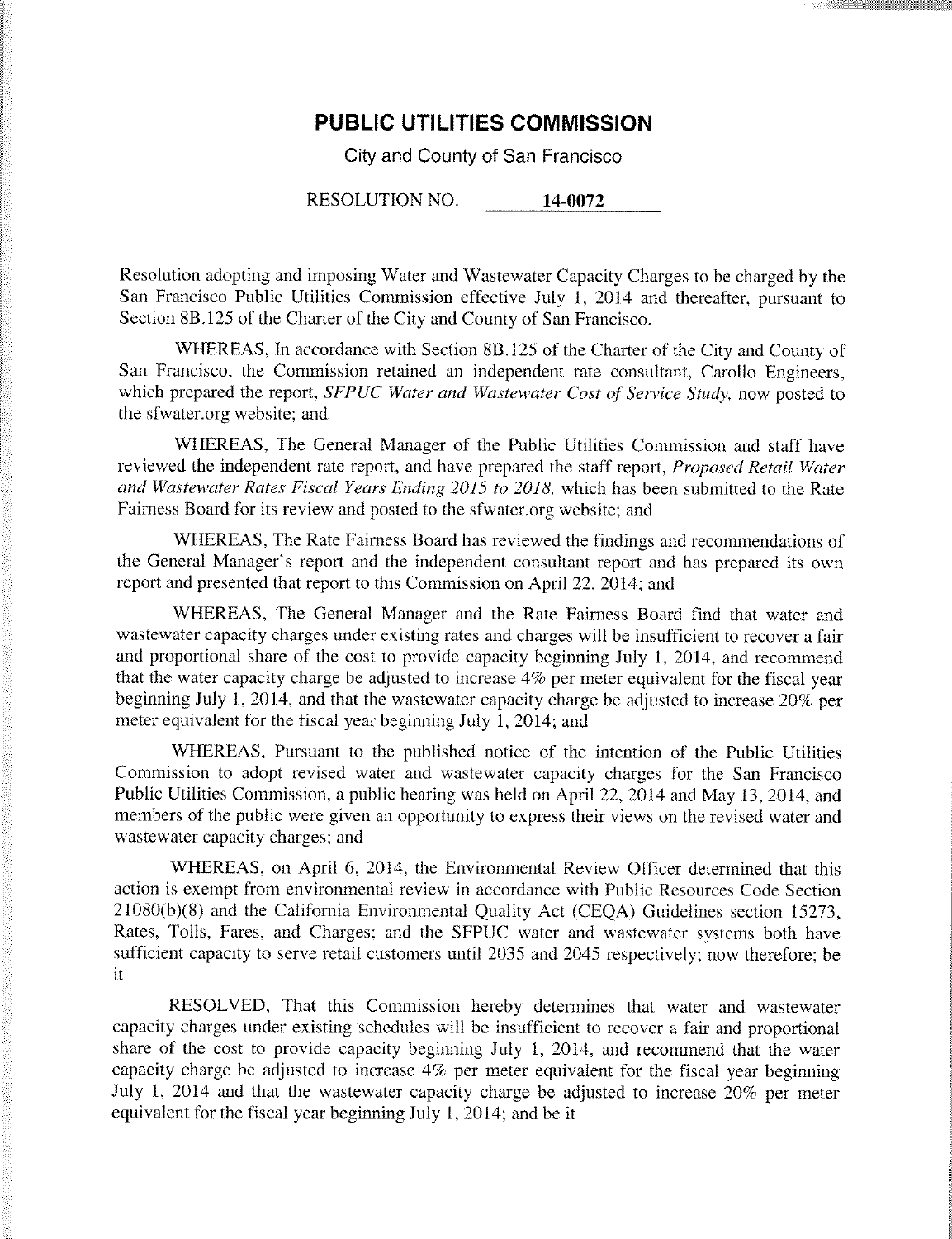# PUBLIC UTILITIES COMMISSION

City and County of San Francisco

RESOLUTION NO. **14-0072**

Resolution adopting and imposing Water and Wastewater Capacity Charges to be charged by the San Francisco Public Utilities Commission effective July 1, 2014 and thereafter, pursuant to Section 8B.125 of the Charter of the City and County of San Francisco.

WHEREAS, In accordance with Section 8B.125 of the Charter of the City and County of San Francisco, the Commission retained an independent rate consultant, Carollo Engineers, which prepared the report, *SFPUC Water and Wastewater Cost of Service Study*, now posted to the sfwater.org website; and

WHEREAS, The General Manager of the Public Utilities Commission and staff have reviewed the independent rate report, and have prepared the staff report, *Proposed Retail Water and Wastewater Rates Fiscal Years Ending 2015 to 2018*, which has been submitted to the Rate Fairness Board for its review and posted to the sfwater.org website; and

WHEREAS, The Rate Fairness Board has reviewed the findings and recommendations of the General Manager's report and the independent consultant report and has prepared its own report and presented that report to this Commission on April 22, 2014; and

WHEREAS, The General Manager and the Rate Fairness Board find that water and wastewater capacity charges under existing rates and charges will be insufficient to recover a fair and proportional share of the cost to provide capacity beginning July 1, 2014, and recommend that the water capacity charge be adjusted to increase 4% per meter equivalent for the fiscal year beginning July 1, 2014, and that the wastewater capacity charge be adjusted to increase 20% per meter equivalent for the fiscal year beginning July 1, 2014; and

WHEREAS, Pursuant to the published notice of the intention of the Public Utilities Commission to adopt revised water and wastewater capacity charges for the San Francisco Public Utilities Commission, a public hearing was held on April 22, 2014 and May 13, 2014, and members of the public were given an opportunity to express their views on the revised water and wastewater capacity charges; and

WHEREAS, on April 6, 2014, the Environmental Review Officer determined that this action is exempt from environmental review in accordance with Public Resources Code Section 21080(b)(8) and the California Environmental Quality Act (CEQA) Guidelines section 15273, Rates, Tolls, Fares, and Charges; and the SFPUC water and wastewater systems both have sufficient capacity to serve retail customers until 2035 and 2045 respectively; now therefore; be it

RESOLVED, That this Commission hereby determines that water and wastewater capacity charges under existing schedules will be insufficient to recover a fair and proportional share of the cost to provide capacity beginning July 1, 2014, and recommend that the water capacity charge be adjusted to increase 4% per meter equivalent for the fiscal year beginning July 1, 2014 and that the wastewater capacity charge be adjusted to increase 20% per meter equivalent for the fiscal year beginning July 1, 2014; and be it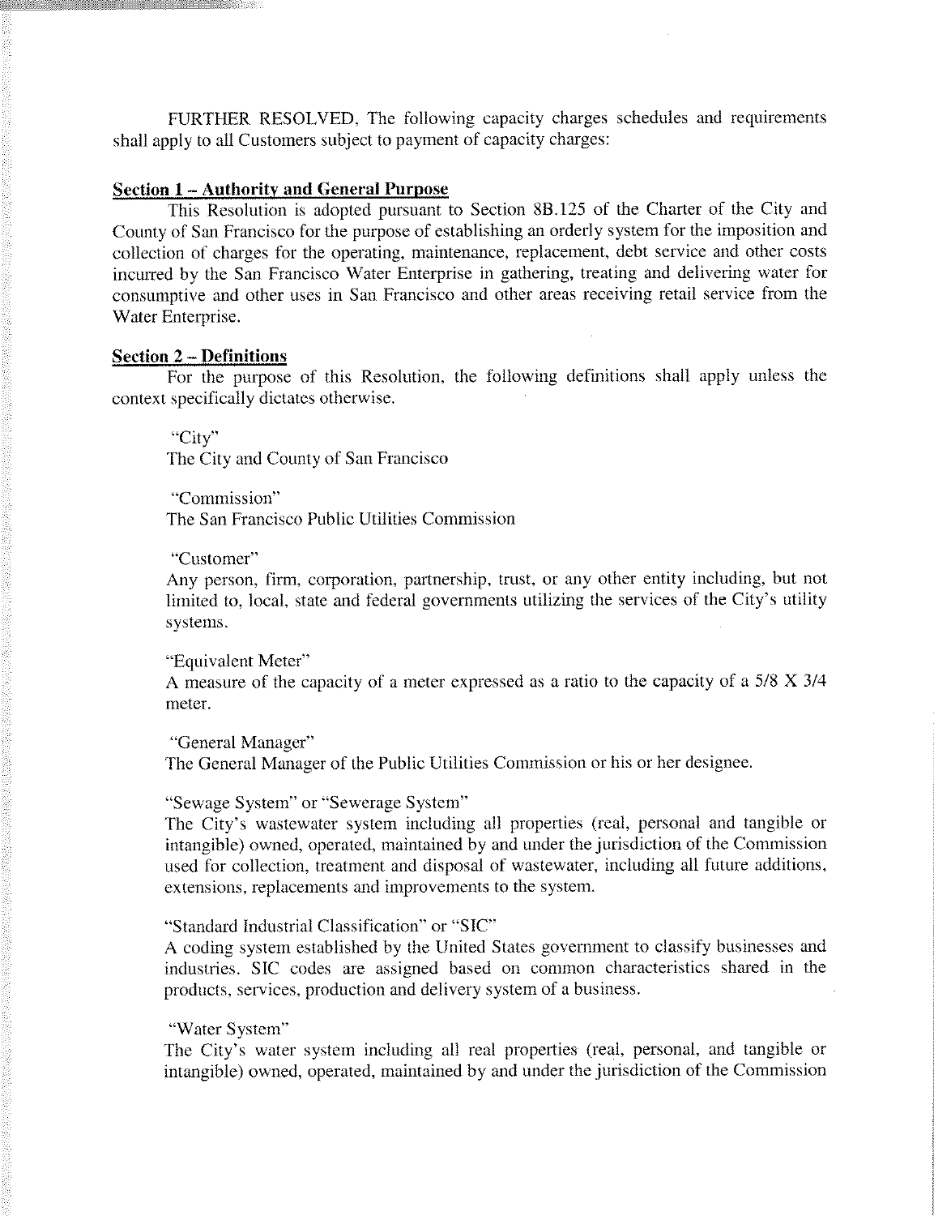FURTHER RESOLVED, The following capacity charges schedules and requirements shall apply to all Customers subject to payment of capacity charges:

## Section 1 – Authority and General Purpose

This Resolution is adopted pursuant to Section 8B.125 of the Charter of the City and County of San Francisco for the purpose of establishing an orderly system for the imposition and collection of charges for the operating, maintenance, replacement, debt service and other costs incurred by the San Francisco Water Enterprise in gathering, treating and delivering water for consumptive and other uses in San Francisco and other areas receiving retail service from the Water Enterprise.

## Section 2 – Definitions

For the purpose of this Resolution, the following definitions shall apply unless the context specifically dictates otherwise.

"City"
The City and County of San Francisco

"Commission"
The San Francisco Public Utilities Commission

"Customer"
Any person, firm, corporation, partnership, trust, or any other entity including, but not limited to, local, state and federal governments utilizing the services of the City's utility systems.

"Equivalent Meter"
A measure of the capacity of a meter expressed as a ratio to the capacity of a 5/8 X 3/4 meter.

"General Manager"
The General Manager of the Public Utilities Commission or his or her designee.

"Sewage System" or "Sewerage System"
The City's wastewater system including all properties (real, personal and tangible or intangible) owned, operated, maintained by and under the jurisdiction of the Commission used for collection, treatment and disposal of wastewater, including all future additions, extensions, replacements and improvements to the system.

"Standard Industrial Classification" or "SIC"
A coding system established by the United States government to classify businesses and industries. SIC codes are assigned based on common characteristics shared in the products, services, production and delivery system of a business.

"Water System"
The City's water system including all real properties (real, personal, and tangible or intangible) owned, operated, maintained by and under the jurisdiction of the Commission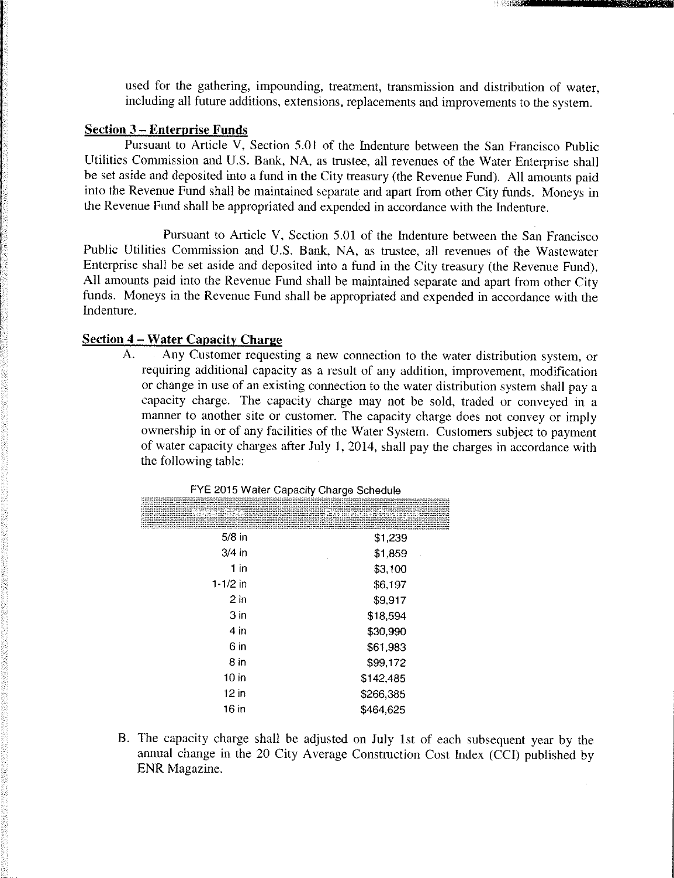used for the gathering, impounding, treatment, transmission and distribution of water, including all future additions, extensions, replacements and improvements to the system.

**Section 3 – Enterprise Funds**

Pursuant to Article V, Section 5.01 of the Indenture between the San Francisco Public Utilities Commission and U.S. Bank, NA, as trustee, all revenues of the Water Enterprise shall be set aside and deposited into a fund in the City treasury (the Revenue Fund). All amounts paid into the Revenue Fund shall be maintained separate and apart from other City funds. Moneys in the Revenue Fund shall be appropriated and expended in accordance with the Indenture.

Pursuant to Article V, Section 5.01 of the Indenture between the San Francisco Public Utilities Commission and U.S. Bank, NA, as trustee, all revenues of the Wastewater Enterprise shall be set aside and deposited into a fund in the City treasury (the Revenue Fund). All amounts paid into the Revenue Fund shall be maintained separate and apart from other City funds. Moneys in the Revenue Fund shall be appropriated and expended in accordance with the Indenture.

**Section 4 – Water Capacity Charge**

A. Any Customer requesting a new connection to the water distribution system, or requiring additional capacity as a result of any addition, improvement, modification or change in use of an existing connection to the water distribution system shall pay a capacity charge. The capacity charge may not be sold, traded or conveyed in a manner to another site or customer. The capacity charge does not convey or imply ownership in or of any facilities of the Water System. Customers subject to payment of water capacity charges after July 1, 2014, shall pay the charges in accordance with the following table:

FYE 2015 Water Capacity Charge Schedule

| Meter Size | Proposed Charge |
|---|---|
| 5/8 in | $1,239 |
| 3/4 in | $1,859 |
| 1 in | $3,100 |
| 1-1/2 in | $6,197 |
| 2 in | $9,917 |
| 3 in | $18,594 |
| 4 in | $30,990 |
| 6 in | $61,983 |
| 8 in | $99,172 |
| 10 in | $142,485 |
| 12 in | $266,385 |
| 16 in | $464,625 |

B. The capacity charge shall be adjusted on July 1st of each subsequent year by the annual change in the 20 City Average Construction Cost Index (CCI) published by ENR Magazine.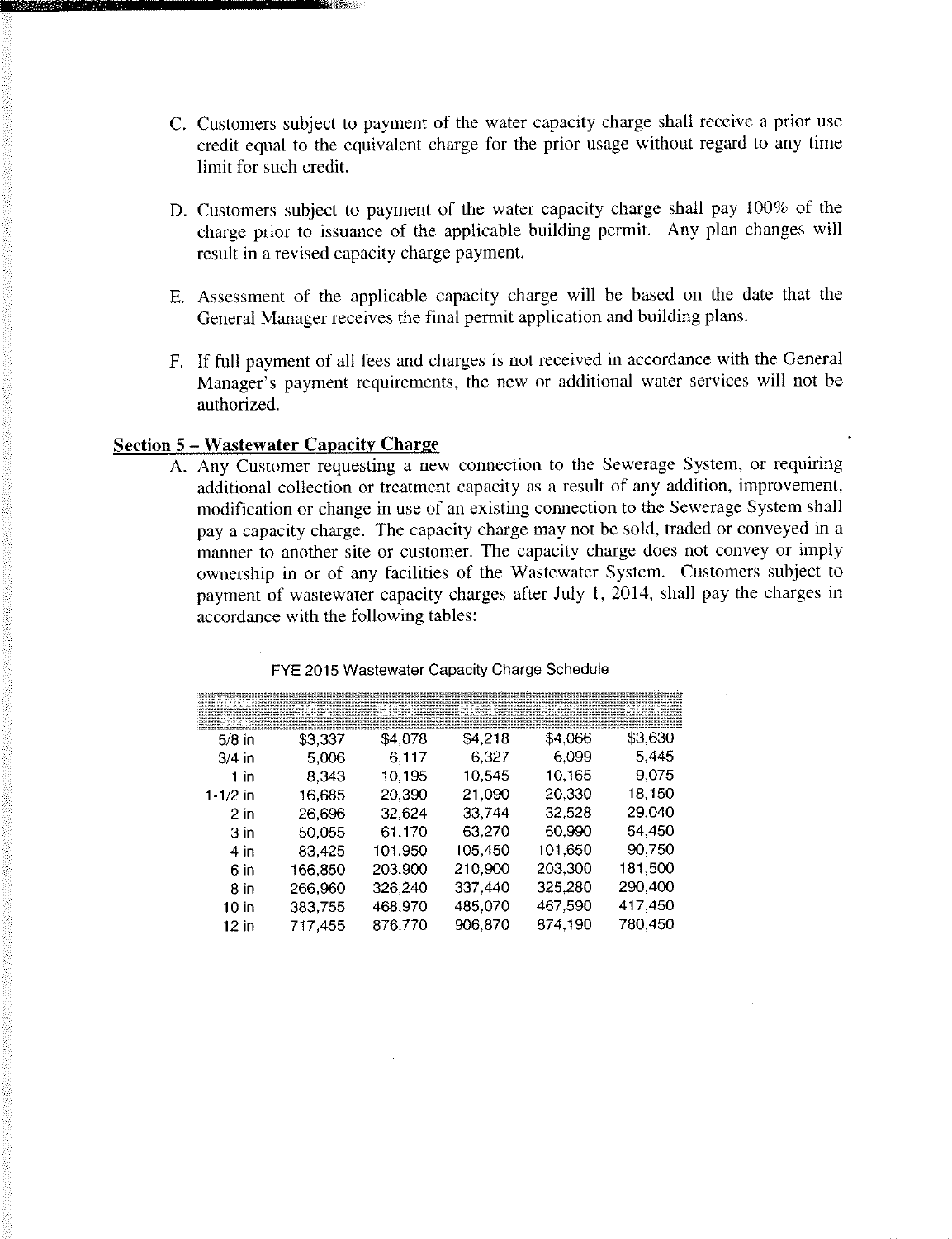C. Customers subject to payment of the water capacity charge shall receive a prior use credit equal to the equivalent charge for the prior usage without regard to any time limit for such credit.

D. Customers subject to payment of the water capacity charge shall pay 100% of the charge prior to issuance of the applicable building permit. Any plan changes will result in a revised capacity charge payment.

E. Assessment of the applicable capacity charge will be based on the date that the General Manager receives the final permit application and building plans.

F. If full payment of all fees and charges is not received in accordance with the General Manager's payment requirements, the new or additional water services will not be authorized.

**Section 5 – Wastewater Capacity Charge**

A. Any Customer requesting a new connection to the Sewerage System, or requiring additional collection or treatment capacity as a result of any addition, improvement, modification or change in use of an existing connection to the Sewerage System shall pay a capacity charge. The capacity charge may not be sold, traded or conveyed in a manner to another site or customer. The capacity charge does not convey or imply ownership in or of any facilities of the Wastewater System. Customers subject to payment of wastewater capacity charges after July 1, 2014, shall pay the charges in accordance with the following tables:

FYE 2015 Wastewater Capacity Charge Schedule

| Meter Size | SIC 1 | SIC 2 | SIC 3 | SIC 4 | SIC 5 |
|---|---|---|---|---|---|
| 5/8 in | $3,337 | $4,078 | $4,218 | $4,066 | $3,630 |
| 3/4 in | 5,006 | 6,117 | 6,327 | 6,099 | 5,445 |
| 1 in | 8,343 | 10,195 | 10,545 | 10,165 | 9,075 |
| 1-1/2 in | 16,685 | 20,390 | 21,090 | 20,330 | 18,150 |
| 2 in | 26,696 | 32,624 | 33,744 | 32,528 | 29,040 |
| 3 in | 50,055 | 61,170 | 63,270 | 60,990 | 54,450 |
| 4 in | 83,425 | 101,950 | 105,450 | 101,650 | 90,750 |
| 6 in | 166,850 | 203,900 | 210,900 | 203,300 | 181,500 |
| 8 in | 266,960 | 326,240 | 337,440 | 325,280 | 290,400 |
| 10 in | 383,755 | 468,970 | 485,070 | 467,590 | 417,450 |
| 12 in | 717,455 | 876,770 | 906,870 | 874,190 | 780,450 |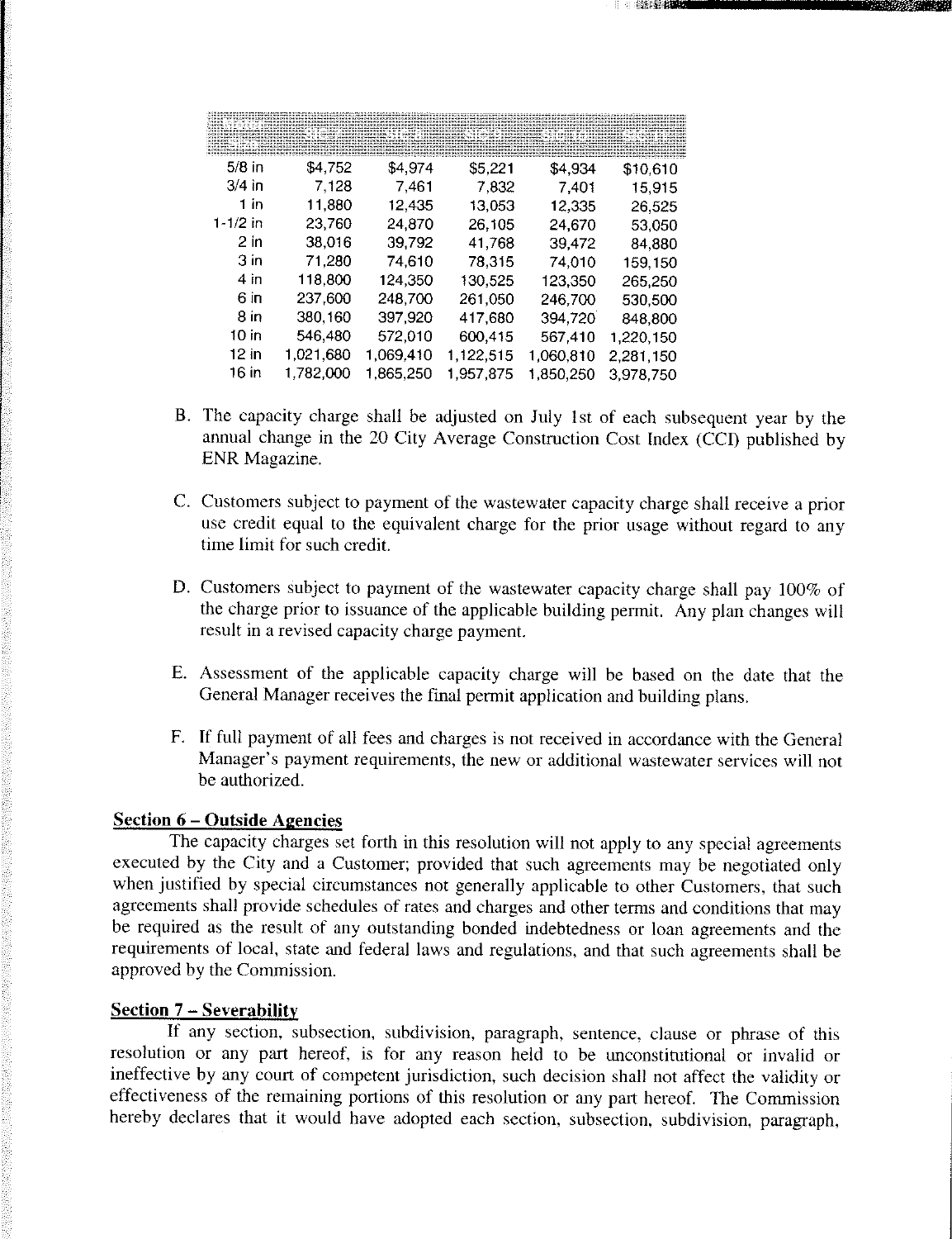| Meter Size | SIC-7 | SIC-8 | SIC-9 | SIC-10 | SIC-11 |
|---|---|---|---|---|---|
| 5/8 in | $4,752 | $4,974 | $5,221 | $4,934 | $10,610 |
| 3/4 in | 7,128 | 7,461 | 7,832 | 7,401 | 15,915 |
| 1 in | 11,880 | 12,435 | 13,053 | 12,335 | 26,525 |
| 1-1/2 in | 23,760 | 24,870 | 26,105 | 24,670 | 53,050 |
| 2 in | 38,016 | 39,792 | 41,768 | 39,472 | 84,880 |
| 3 in | 71,280 | 74,610 | 78,315 | 74,010 | 159,150 |
| 4 in | 118,800 | 124,350 | 130,525 | 123,350 | 265,250 |
| 6 in | 237,600 | 248,700 | 261,050 | 246,700 | 530,500 |
| 8 in | 380,160 | 397,920 | 417,680 | 394,720 | 848,800 |
| 10 in | 546,480 | 572,010 | 600,415 | 567,410 | 1,220,150 |
| 12 in | 1,021,680 | 1,069,410 | 1,122,515 | 1,060,810 | 2,281,150 |
| 16 in | 1,782,000 | 1,865,250 | 1,957,875 | 1,850,250 | 3,978,750 |

B. The capacity charge shall be adjusted on July 1st of each subsequent year by the annual change in the 20 City Average Construction Cost Index (CCI) published by ENR Magazine.

C. Customers subject to payment of the wastewater capacity charge shall receive a prior use credit equal to the equivalent charge for the prior usage without regard to any time limit for such credit.

D. Customers subject to payment of the wastewater capacity charge shall pay 100% of the charge prior to issuance of the applicable building permit. Any plan changes will result in a revised capacity charge payment.

E. Assessment of the applicable capacity charge will be based on the date that the General Manager receives the final permit application and building plans.

F. If full payment of all fees and charges is not received in accordance with the General Manager's payment requirements, the new or additional wastewater services will not be authorized.

**Section 6 – Outside Agencies**

The capacity charges set forth in this resolution will not apply to any special agreements executed by the City and a Customer; provided that such agreements may be negotiated only when justified by special circumstances not generally applicable to other Customers, that such agreements shall provide schedules of rates and charges and other terms and conditions that may be required as the result of any outstanding bonded indebtedness or loan agreements and the requirements of local, state and federal laws and regulations, and that such agreements shall be approved by the Commission.

**Section 7 – Severability**

If any section, subsection, subdivision, paragraph, sentence, clause or phrase of this resolution or any part hereof, is for any reason held to be unconstitutional or invalid or ineffective by any court of competent jurisdiction, such decision shall not affect the validity or effectiveness of the remaining portions of this resolution or any part hereof. The Commission hereby declares that it would have adopted each section, subsection, subdivision, paragraph,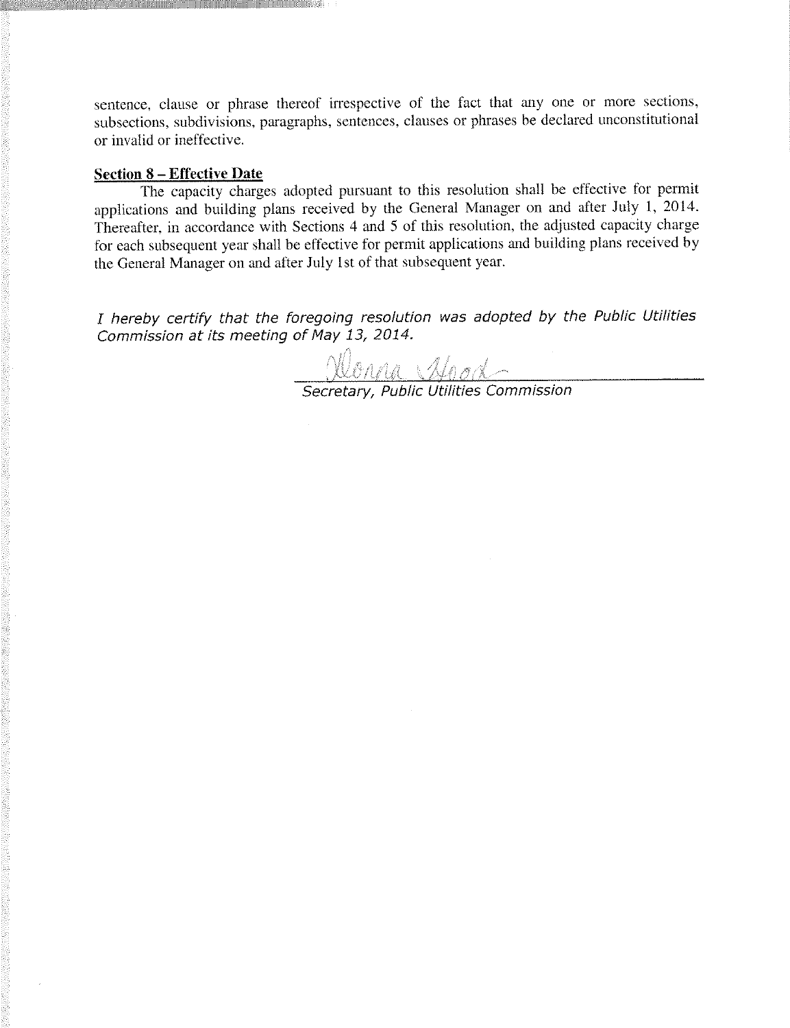sentence, clause or phrase thereof irrespective of the fact that any one or more sections, subsections, subdivisions, paragraphs, sentences, clauses or phrases be declared unconstitutional or invalid or ineffective.

**Section 8 – Effective Date**

The capacity charges adopted pursuant to this resolution shall be effective for permit applications and building plans received by the General Manager on and after July 1, 2014. Thereafter, in accordance with Sections 4 and 5 of this resolution, the adjusted capacity charge for each subsequent year shall be effective for permit applications and building plans received by the General Manager on and after July 1st of that subsequent year.

*I hereby certify that the foregoing resolution was adopted by the Public Utilities Commission at its meeting of May 13, 2014.*

Donna Hood

*Secretary, Public Utilities Commission*